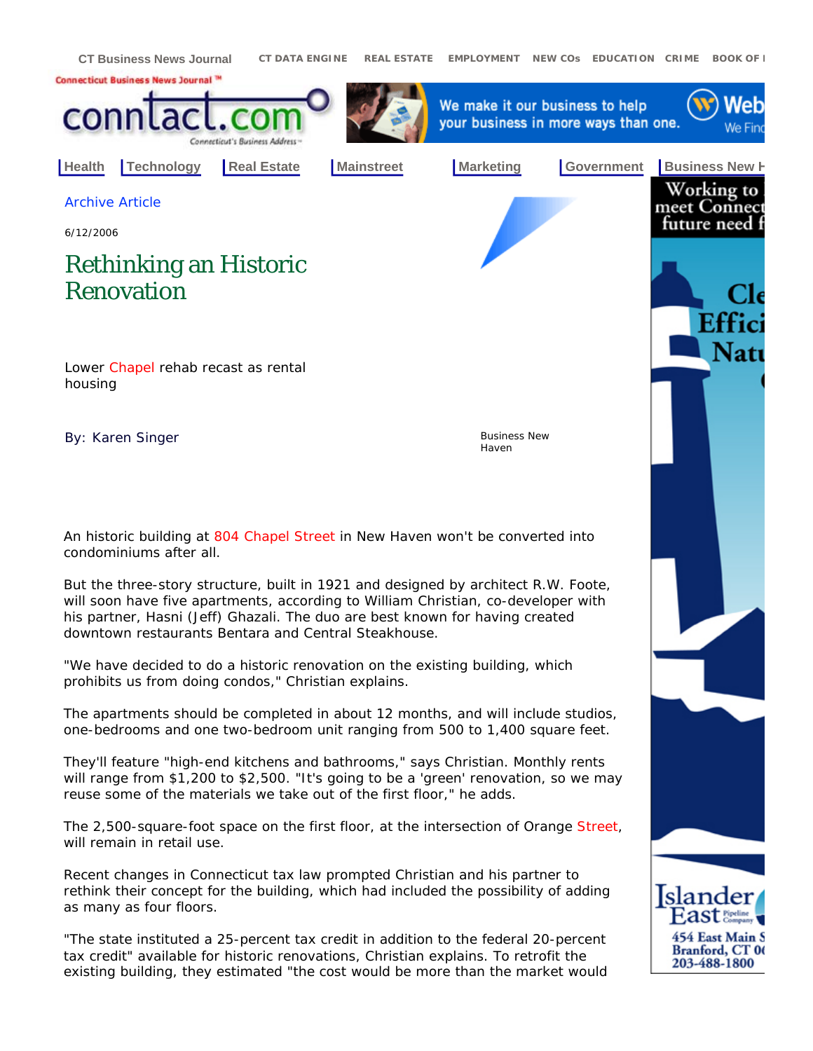Archive Article

6/12/2006

# Rethinking an Historic Renovation

Lower Chapel rehab recast as rental housing

By: Karen Singer

Business New Haven

An historic building at 804 Chapel Street in New Haven won't be converted into condominiums after all.

But the three-story structure, built in 1921 and designed by architect R.W. Foote, will soon have five apartments, according to William Christian, co-developer with his partner, Hasni (Jeff) Ghazali. The duo are best known for having created downtown restaurants Bentara and Central Steakhouse.

"We have decided to do a historic renovation on the existing building, which prohibits us from doing condos," Christian explains.

The apartments should be completed in about 12 months, and will include studios, one-bedrooms and one two-bedroom unit ranging from 500 to 1,400 square feet.

They'll feature "high-end kitchens and bathrooms," says Christian. Monthly rents will range from $1,200 to $2,500. "It's going to be a 'green' renovation, so we may reuse some of the materials we take out of the first floor," he adds.

The 2,500-square-foot space on the first floor, at the intersection of Orange Street, will remain in retail use.

Recent changes in Connecticut tax law prompted Christian and his partner to rethink their concept for the building, which had included the possibility of adding as many as four floors.

"The state instituted a 25-percent tax credit in addition to the federal 20-percent tax credit" available for historic renovations, Christian explains. To retrofit the existing building, they estimated "the cost would be more than the market would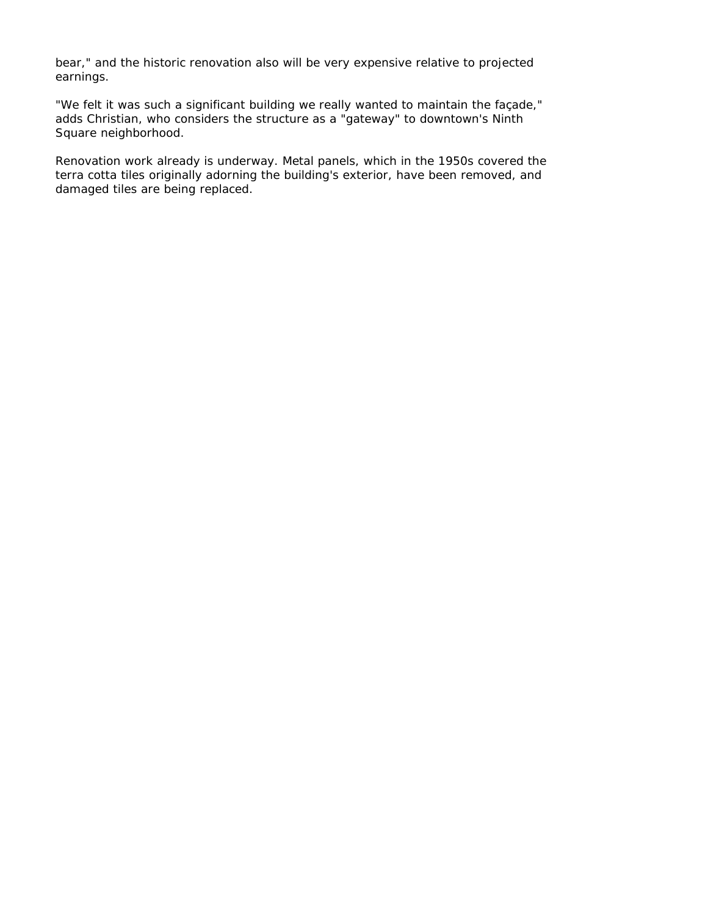bear," and the historic renovation also will be very expensive relative to projected earnings.

"We felt it was such a significant building we really wanted to maintain the façade," adds Christian, who considers the structure as a "gateway" to downtown's Ninth Square neighborhood.

Renovation work already is underway. Metal panels, which in the 1950s covered the terra cotta tiles originally adorning the building's exterior, have been removed, and damaged tiles are being replaced.